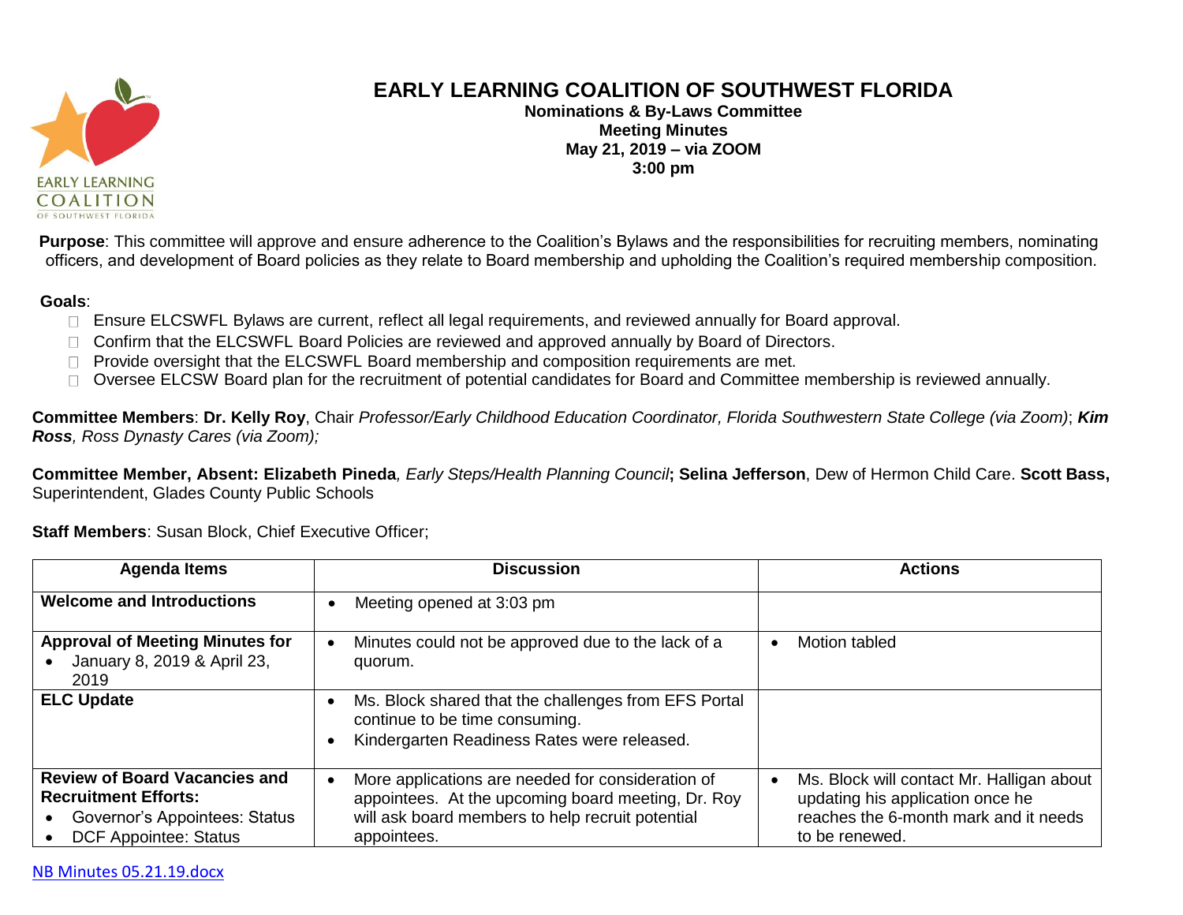# EARLY LEARNING COALITION OF SOUTHWEST FLORIDA

**Nominations & By-Laws Committee**
**Meeting Minutes**
**May 21, 2019 – via ZOOM**
**3:00 pm**

**Purpose**: This committee will approve and ensure adherence to the Coalition's Bylaws and the responsibilities for recruiting members, nominating officers, and development of Board policies as they relate to Board membership and upholding the Coalition's required membership composition.

**Goals**:

- Ensure ELCSWFL Bylaws are current, reflect all legal requirements, and reviewed annually for Board approval.
- Confirm that the ELCSWFL Board Policies are reviewed and approved annually by Board of Directors.
- Provide oversight that the ELCSWFL Board membership and composition requirements are met.
- Oversee ELCSW Board plan for the recruitment of potential candidates for Board and Committee membership is reviewed annually.

**Committee Members**: **Dr. Kelly Roy**, Chair *Professor/Early Childhood Education Coordinator, Florida Southwestern State College (via Zoom)*; ***Kim Ross**, Ross Dynasty Cares (via Zoom);*

**Committee Member, Absent: Elizabeth Pineda***, Early Steps/Health Planning Council***; Selina Jefferson**, Dew of Hermon Child Care. **Scott Bass,** Superintendent, Glades County Public Schools

**Staff Members**: Susan Block, Chief Executive Officer;

| Agenda Items | Discussion | Actions |
|---|---|---|
| **Welcome and Introductions** | • Meeting opened at 3:03 pm | |
| **Approval of Meeting Minutes for**<br>• January 8, 2019 & April 23, 2019 | • Minutes could not be approved due to the lack of a quorum. | • Motion tabled |
| **ELC Update** | • Ms. Block shared that the challenges from EFS Portal continue to be time consuming.<br>• Kindergarten Readiness Rates were released. | |
| **Review of Board Vacancies and Recruitment Efforts:**<br>• Governor's Appointees: Status<br>• DCF Appointee: Status | • More applications are needed for consideration of appointees. At the upcoming board meeting, Dr. Roy will ask board members to help recruit potential appointees. | • Ms. Block will contact Mr. Halligan about updating his application once he reaches the 6-month mark and it needs to be renewed. |

NB Minutes 05.21.19.docx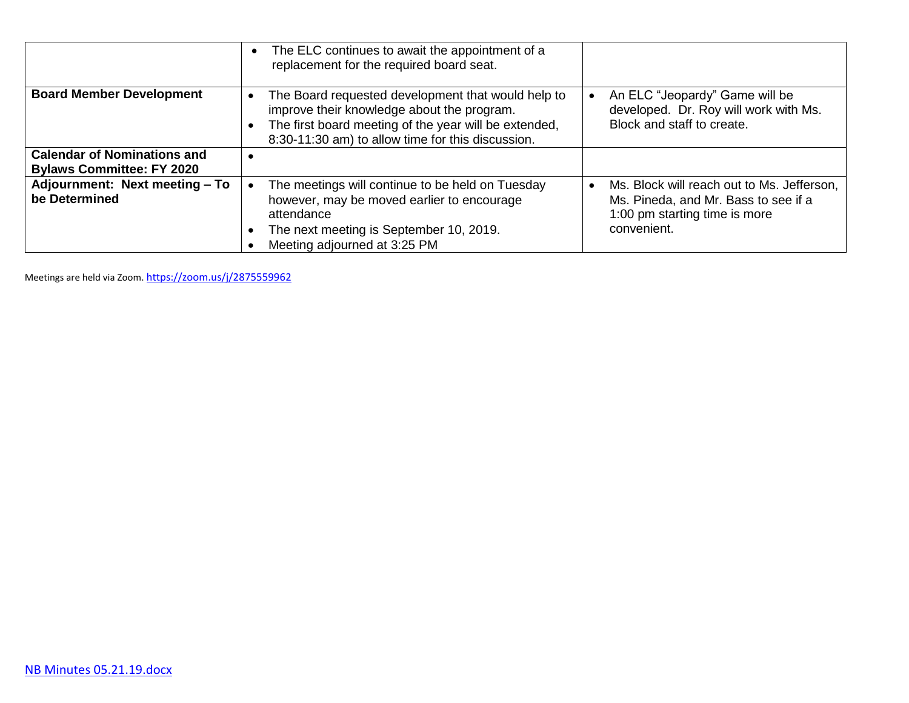| | | |
|---|---|---|
| | • The ELC continues to await the appointment of a replacement for the required board seat. | |
| **Board Member Development** | • The Board requested development that would help to improve their knowledge about the program.<br>• The first board meeting of the year will be extended, 8:30-11:30 am) to allow time for this discussion. | • An ELC "Jeopardy" Game will be developed. Dr. Roy will work with Ms. Block and staff to create. |
| **Calendar of Nominations and Bylaws Committee: FY 2020** | • | |
| **Adjournment: Next meeting – To be Determined** | • The meetings will continue to be held on Tuesday however, may be moved earlier to encourage attendance<br>• The next meeting is September 10, 2019.<br>• Meeting adjourned at 3:25 PM | • Ms. Block will reach out to Ms. Jefferson, Ms. Pineda, and Mr. Bass to see if a 1:00 pm starting time is more convenient. |

Meetings are held via Zoom. https://zoom.us/j/2875559962

NB Minutes 05.21.19.docx